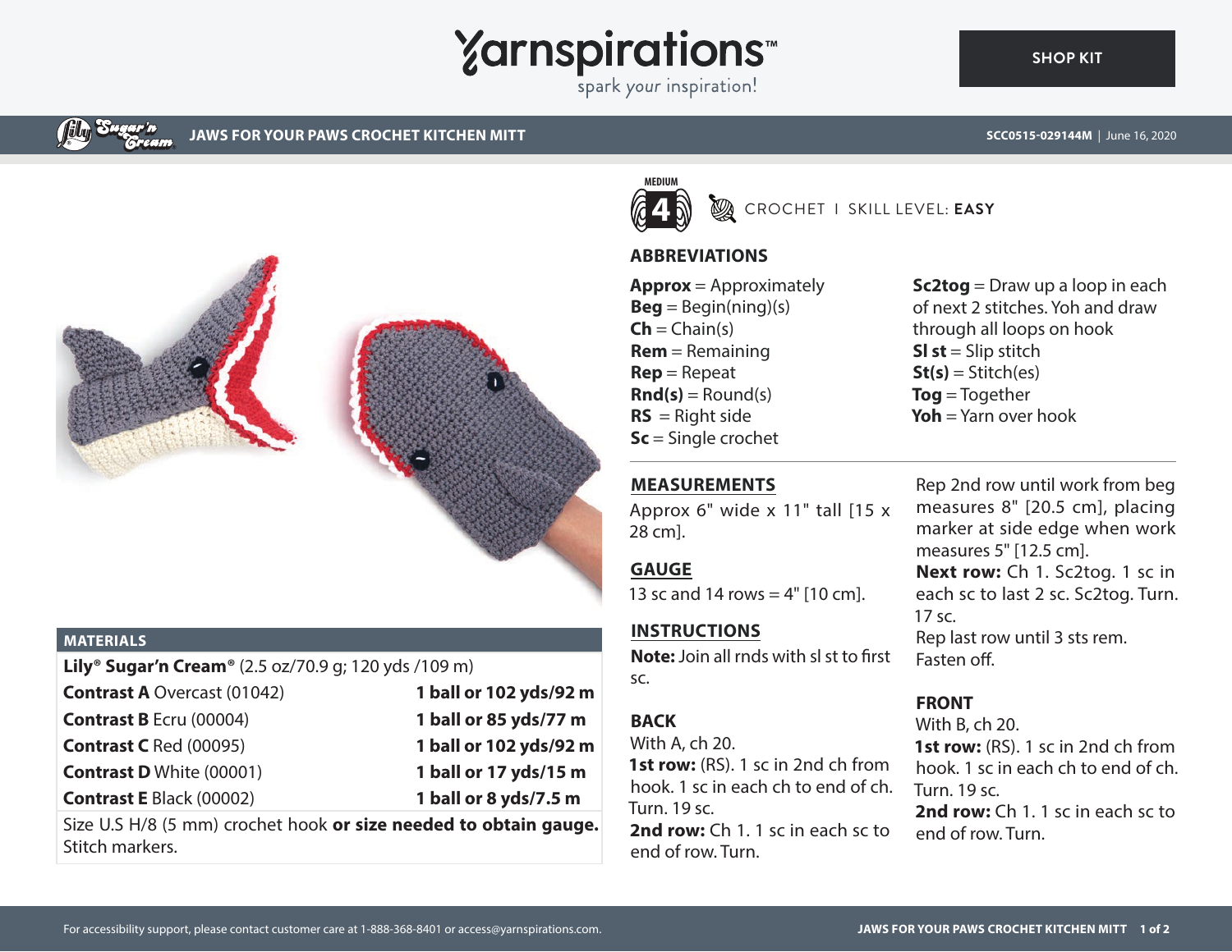Yarnspirations™
spark your inspiration!

SHOP KIT

# JAWS FOR YOUR PAWS CROCHET KITCHEN MITT

SCC0515-029144M | June 16, 2020

MEDIUM 4

CROCHET I SKILL LEVEL: **EASY**

## MATERIALS

| | |
|---|---|
| **Lily® Sugar'n Cream®** (2.5 oz/70.9 g; 120 yds /109 m) | |
| **Contrast A** Overcast (01042) | **1 ball or 102 yds/92 m** |
| **Contrast B** Ecru (00004) | **1 ball or 85 yds/77 m** |
| **Contrast C** Red (00095) | **1 ball or 102 yds/92 m** |
| **Contrast D** White (00001) | **1 ball or 17 yds/15 m** |
| **Contrast E** Black (00002) | **1 ball or 8 yds/7.5 m** |

Size U.S H/8 (5 mm) crochet hook **or size needed to obtain gauge.**
Stitch markers.

## ABBREVIATIONS

**Approx** = Approximately
**Beg** = Begin(ning)(s)
**Ch** = Chain(s)
**Rem** = Remaining
**Rep** = Repeat
**Rnd(s)** = Round(s)
**RS** = Right side
**Sc** = Single crochet
**Sc2tog** = Draw up a loop in each of next 2 stitches. Yoh and draw through all loops on hook
**Sl st** = Slip stitch
**St(s)** = Stitch(es)
**Tog** = Together
**Yoh** = Yarn over hook

## MEASUREMENTS

Approx 6" wide x 11" tall [15 x 28 cm].

## GAUGE

13 sc and 14 rows = 4" [10 cm].

## INSTRUCTIONS

**Note:** Join all rnds with sl st to first sc.

### BACK

With A, ch 20.

**1st row:** (RS). 1 sc in 2nd ch from hook. 1 sc in each ch to end of ch. Turn. 19 sc.

**2nd row:** Ch 1. 1 sc in each sc to end of row. Turn.

Rep 2nd row until work from beg measures 8" [20.5 cm], placing marker at side edge when work measures 5" [12.5 cm].

**Next row:** Ch 1. Sc2tog. 1 sc in each sc to last 2 sc. Sc2tog. Turn. 17 sc.

Rep last row until 3 sts rem. Fasten off.

### FRONT

With B, ch 20.

**1st row:** (RS). 1 sc in 2nd ch from hook. 1 sc in each ch to end of ch. Turn. 19 sc.

**2nd row:** Ch 1. 1 sc in each sc to end of row. Turn.

For accessibility support, please contact customer care at 1-888-368-8401 or access@yarnspirations.com.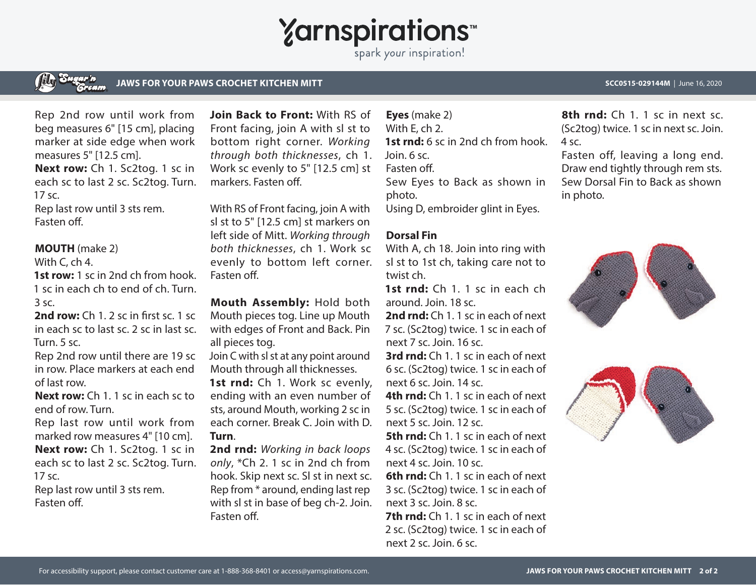Rep 2nd row until work from beg measures 6" [15 cm], placing marker at side edge when work measures 5" [12.5 cm].

**Next row:** Ch 1. Sc2tog. 1 sc in each sc to last 2 sc. Sc2tog. Turn. 17 sc.

Rep last row until 3 sts rem. Fasten off.

**MOUTH** (make 2)

With C, ch 4.

**1st row:** 1 sc in 2nd ch from hook. 1 sc in each ch to end of ch. Turn. 3 sc.

**2nd row:** Ch 1. 2 sc in first sc. 1 sc in each sc to last sc. 2 sc in last sc. Turn. 5 sc.

Rep 2nd row until there are 19 sc in row. Place markers at each end of last row.

**Next row:** Ch 1. 1 sc in each sc to end of row. Turn.

Rep last row until work from marked row measures 4" [10 cm].

**Next row:** Ch 1. Sc2tog. 1 sc in each sc to last 2 sc. Sc2tog. Turn. 17 sc.

Rep last row until 3 sts rem. Fasten off.

**Join Back to Front:** With RS of Front facing, join A with sl st to bottom right corner. *Working through both thicknesses*, ch 1. Work sc evenly to 5" [12.5 cm] st markers. Fasten off.

With RS of Front facing, join A with sl st to 5" [12.5 cm] st markers on left side of Mitt. *Working through both thicknesses*, ch 1. Work sc evenly to bottom left corner. Fasten off.

**Mouth Assembly:** Hold both Mouth pieces tog. Line up Mouth with edges of Front and Back. Pin all pieces tog.

Join C with sl st at any point around Mouth through all thicknesses.

**1st rnd:** Ch 1. Work sc evenly, ending with an even number of sts, around Mouth, working 2 sc in each corner. Break C. Join with D. **Turn**.

**2nd rnd:** *Working in back loops only*, *Ch 2. 1 sc in 2nd ch from hook. Skip next sc. Sl st in next sc. Rep from * around, ending last rep with sl st in base of beg ch-2. Join. Fasten off.

**Eyes** (make 2)

With E, ch 2.

**1st rnd:** 6 sc in 2nd ch from hook. Join. 6 sc.

Fasten off.

Sew Eyes to Back as shown in photo.

Using D, embroider glint in Eyes.

**Dorsal Fin**

With A, ch 18. Join into ring with sl st to 1st ch, taking care not to twist ch.

**1st rnd:** Ch 1. 1 sc in each ch around. Join. 18 sc.

**2nd rnd:** Ch 1. 1 sc in each of next 7 sc. (Sc2tog) twice. 1 sc in each of next 7 sc. Join. 16 sc.

**3rd rnd:** Ch 1. 1 sc in each of next 6 sc. (Sc2tog) twice. 1 sc in each of next 6 sc. Join. 14 sc.

**4th rnd:** Ch 1. 1 sc in each of next 5 sc. (Sc2tog) twice. 1 sc in each of next 5 sc. Join. 12 sc.

**5th rnd:** Ch 1. 1 sc in each of next 4 sc. (Sc2tog) twice. 1 sc in each of next 4 sc. Join. 10 sc.

**6th rnd:** Ch 1. 1 sc in each of next 3 sc. (Sc2tog) twice. 1 sc in each of next 3 sc. Join. 8 sc.

**7th rnd:** Ch 1. 1 sc in each of next 2 sc. (Sc2tog) twice. 1 sc in each of next 2 sc. Join. 6 sc.

**8th rnd:** Ch 1. 1 sc in next sc. (Sc2tog) twice. 1 sc in next sc. Join. 4 sc.

Fasten off, leaving a long end. Draw end tightly through rem sts. Sew Dorsal Fin to Back as shown in photo.

For accessibility support, please contact customer care at 1-888-368-8401 or access@yarnspirations.com.